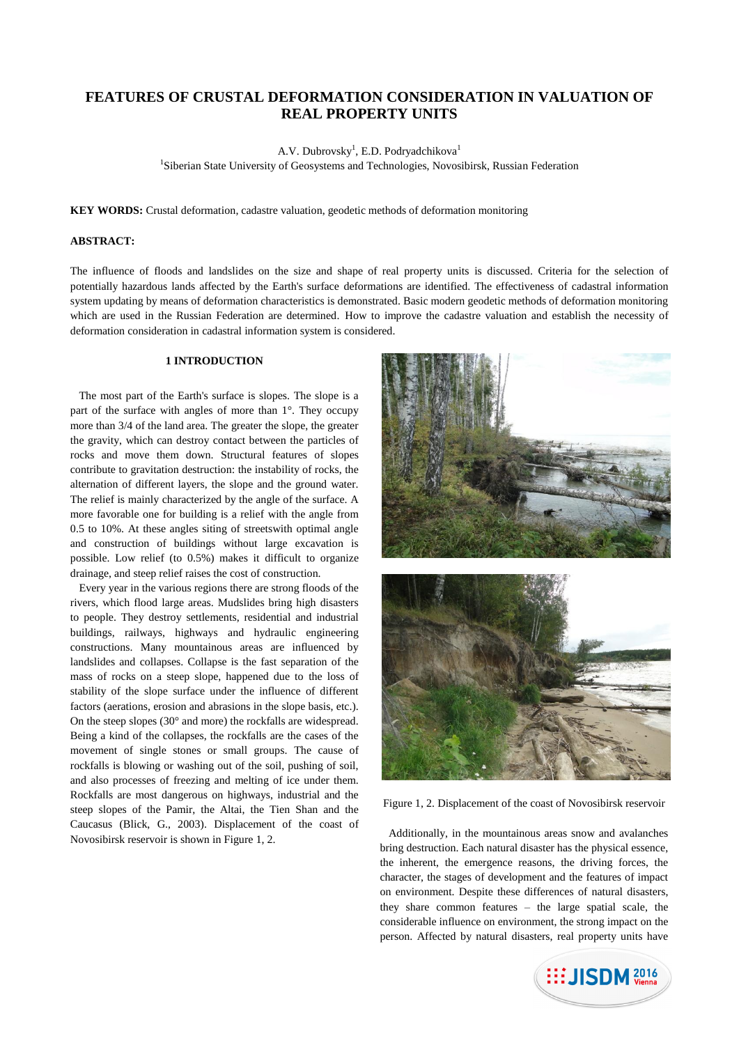# FEATURES OF CRUSTAL DEFORMATION CONSIDERATION IN VALUATION OF REAL PROPERTY UNITS

A.V. Dubrovsky[1], E.D. Podryadchikova[1]

[1]Siberian State University of Geosystems and Technologies, Novosibirsk, Russian Federation

**KEY WORDS:** Crustal deformation, cadastre valuation, geodetic methods of deformation monitoring

**ABSTRACT:**

The influence of floods and landslides on the size and shape of real property units is discussed. Criteria for the selection of potentially hazardous lands affected by the Earth's surface deformations are identified. The effectiveness of cadastral information system updating by means of deformation characteristics is demonstrated. Basic modern geodetic methods of deformation monitoring which are used in the Russian Federation are determined. How to improve the cadastre valuation and establish the necessity of deformation consideration in cadastral information system is considered.

## 1 INTRODUCTION

The most part of the Earth's surface is slopes. The slope is a part of the surface with angles of more than 1°. They occupy more than 3/4 of the land area. The greater the slope, the greater the gravity, which can destroy contact between the particles of rocks and move them down. Structural features of slopes contribute to gravitation destruction: the instability of rocks, the alternation of different layers, the slope and the ground water. The relief is mainly characterized by the angle of the surface. A more favorable one for building is a relief with the angle from 0.5 to 10%. At these angles siting of streetswith optimal angle and construction of buildings without large excavation is possible. Low relief (to 0.5%) makes it difficult to organize drainage, and steep relief raises the cost of construction.

Every year in the various regions there are strong floods of the rivers, which flood large areas. Mudslides bring high disasters to people. They destroy settlements, residential and industrial buildings, railways, highways and hydraulic engineering constructions. Many mountainous areas are influenced by landslides and collapses. Collapse is the fast separation of the mass of rocks on a steep slope, happened due to the loss of stability of the slope surface under the influence of different factors (aerations, erosion and abrasions in the slope basis, etc.). On the steep slopes (30° and more) the rockfalls are widespread. Being a kind of the collapses, the rockfalls are the cases of the movement of single stones or small groups. The cause of rockfalls is blowing or washing out of the soil, pushing of soil, and also processes of freezing and melting of ice under them. Rockfalls are most dangerous on highways, industrial and the steep slopes of the Pamir, the Altai, the Tien Shan and the Caucasus (Blick, G., 2003). Displacement of the coast of Novosibirsk reservoir is shown in Figure 1, 2.

Figure 1, 2. Displacement of the coast of Novosibirsk reservoir

Additionally, in the mountainous areas snow and avalanches bring destruction. Each natural disaster has the physical essence, the inherent, the emergence reasons, the driving forces, the character, the stages of development and the features of impact on environment. Despite these differences of natural disasters, they share common features – the large spatial scale, the considerable influence on environment, the strong impact on the person. Affected by natural disasters, real property units have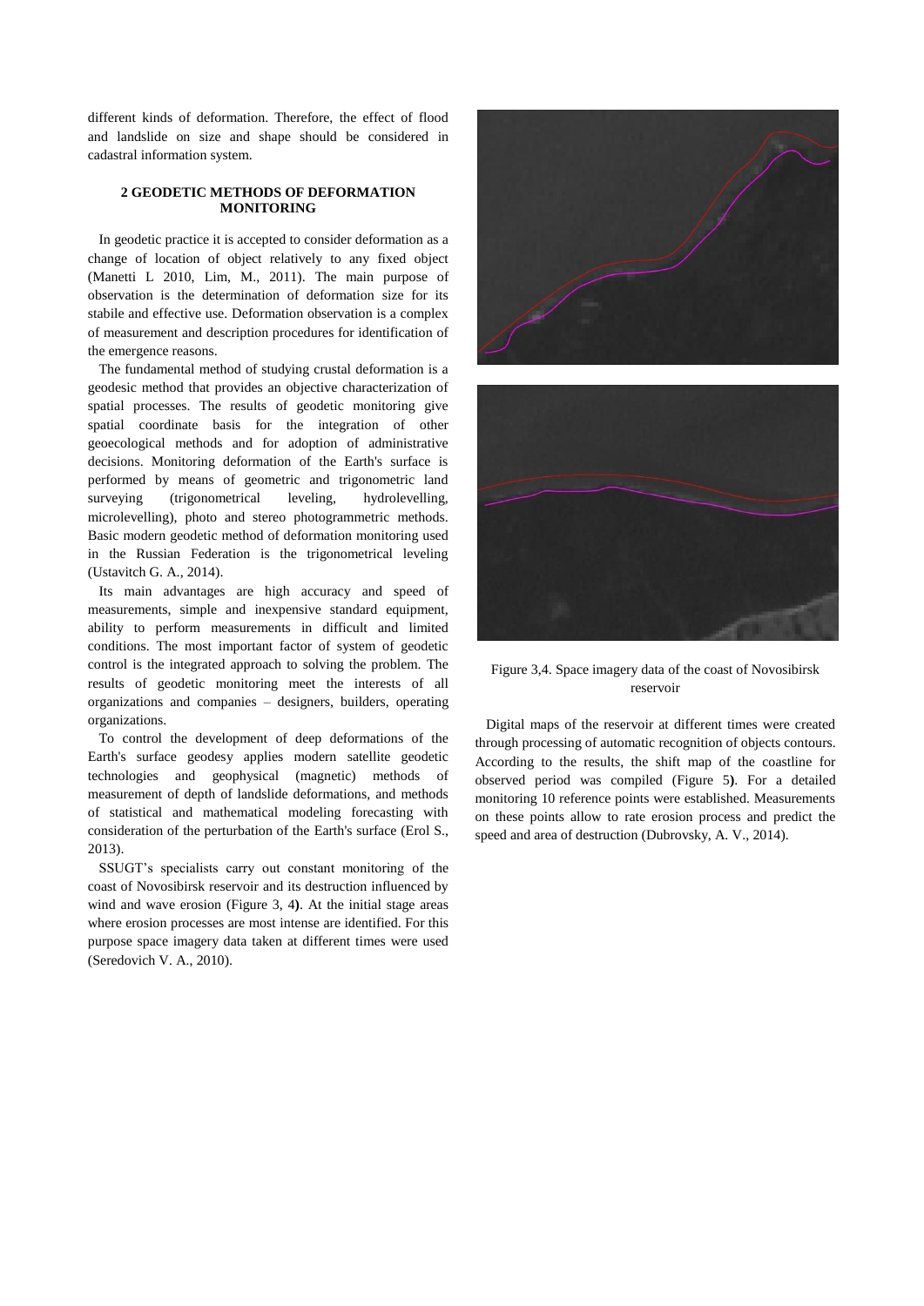different kinds of deformation. Therefore, the effect of flood and landslide on size and shape should be considered in cadastral information system.

## 2 GEODETIC METHODS OF DEFORMATION MONITORING

In geodetic practice it is accepted to consider deformation as a change of location of object relatively to any fixed object (Manetti L 2010, Lim, M., 2011). The main purpose of observation is the determination of deformation size for its stabile and effective use. Deformation observation is a complex of measurement and description procedures for identification of the emergence reasons.

The fundamental method of studying crustal deformation is a geodesic method that provides an objective characterization of spatial processes. The results of geodetic monitoring give spatial coordinate basis for the integration of other geoecological methods and for adoption of administrative decisions. Monitoring deformation of the Earth's surface is performed by means of geometric and trigonometric land surveying (trigonometrical leveling, hydrolevelling, microlevelling), photo and stereo photogrammetric methods. Basic modern geodetic method of deformation monitoring used in the Russian Federation is the trigonometrical leveling (Ustavitch G. A., 2014).

Its main advantages are high accuracy and speed of measurements, simple and inexpensive standard equipment, ability to perform measurements in difficult and limited conditions. The most important factor of system of geodetic control is the integrated approach to solving the problem. The results of geodetic monitoring meet the interests of all organizations and companies – designers, builders, operating organizations.

To control the development of deep deformations of the Earth's surface geodesy applies modern satellite geodetic technologies and geophysical (magnetic) methods of measurement of depth of landslide deformations, and methods of statistical and mathematical modeling forecasting with consideration of the perturbation of the Earth's surface (Erol S., 2013).

SSUGT's specialists carry out constant monitoring of the coast of Novosibirsk reservoir and its destruction influenced by wind and wave erosion (Figure 3, 4**)**. At the initial stage areas where erosion processes are most intense are identified. For this purpose space imagery data taken at different times were used (Seredovich V. A., 2010).

Figure 3,4. Space imagery data of the coast of Novosibirsk reservoir

Digital maps of the reservoir at different times were created through processing of automatic recognition of objects contours. According to the results, the shift map of the coastline for observed period was compiled (Figure 5**)**. For a detailed monitoring 10 reference points were established. Measurements on these points allow to rate erosion process and predict the speed and area of destruction (Dubrovsky, A. V., 2014).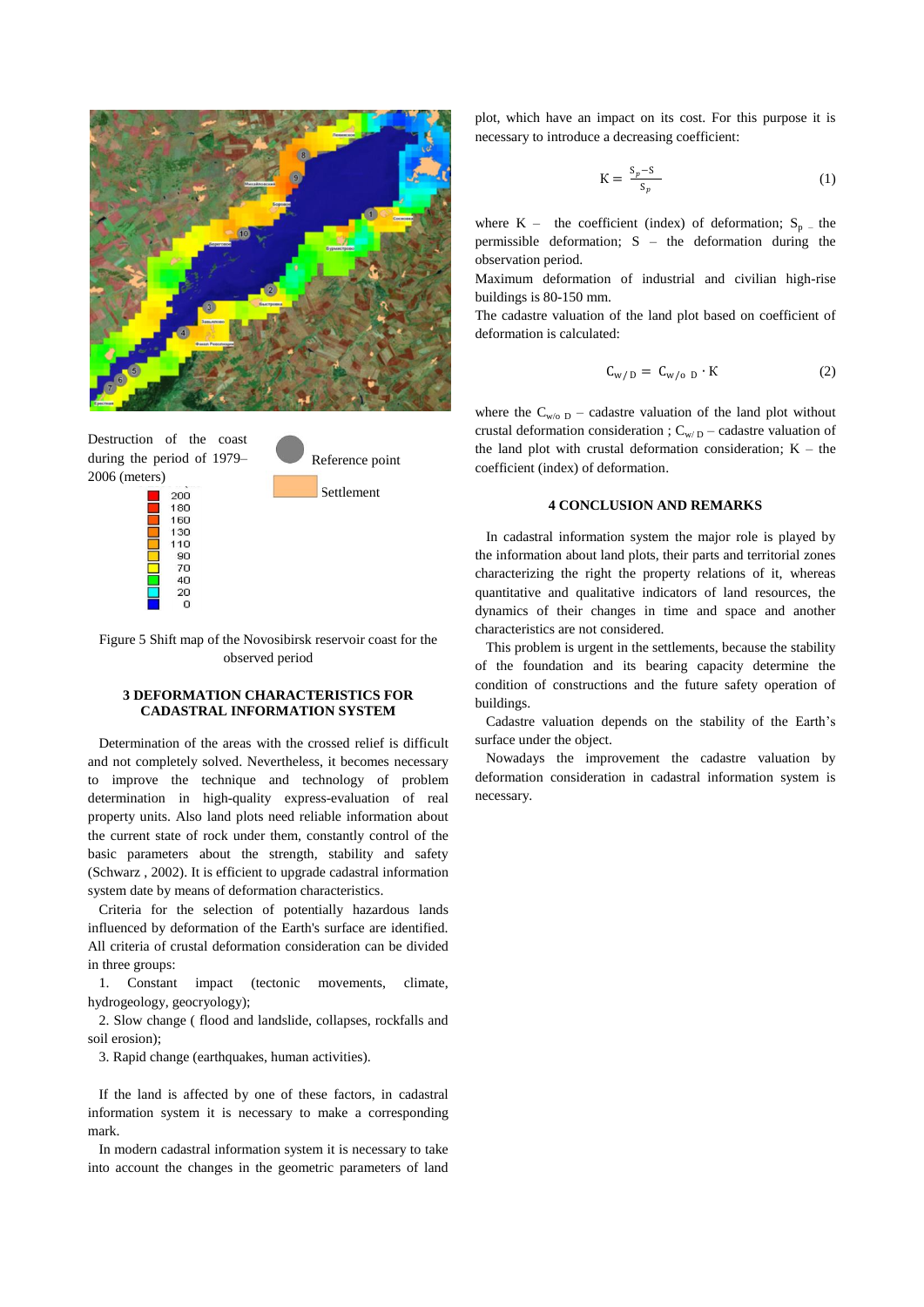Destruction of the coast during the period of 1979–2006 (meters)

Reference point

Settlement

200
180
160
130
110
90
70
40
20
0

Figure 5 Shift map of the Novosibirsk reservoir coast for the observed period

## 3 DEFORMATION CHARACTERISTICS FOR CADASTRAL INFORMATION SYSTEM

Determination of the areas with the crossed relief is difficult and not completely solved. Nevertheless, it becomes necessary to improve the technique and technology of problem determination in high-quality express-evaluation of real property units. Also land plots need reliable information about the current state of rock under them, constantly control of the basic parameters about the strength, stability and safety (Schwarz , 2002). It is efficient to upgrade cadastral information system date by means of deformation characteristics.

Criteria for the selection of potentially hazardous lands influenced by deformation of the Earth's surface are identified. All criteria of crustal deformation consideration can be divided in three groups:

1. Constant impact (tectonic movements, climate, hydrogeology, geocryology);
2. Slow change ( flood and landslide, collapses, rockfalls and soil erosion);
3. Rapid change (earthquakes, human activities).

If the land is affected by one of these factors, in cadastral information system it is necessary to make a corresponding mark.

In modern cadastral information system it is necessary to take into account the changes in the geometric parameters of land plot, which have an impact on its cost. For this purpose it is necessary to introduce a decreasing coefficient:

$$K = \frac{S_p - S}{S_p} \tag{1}$$

where K – the coefficient (index) of deformation; $S_p$ – the permissible deformation; S – the deformation during the observation period.

Maximum deformation of industrial and civilian high-rise buildings is 80-150 mm.

The cadastre valuation of the land plot based on coefficient of deformation is calculated:

$$C_{w/D} = C_{w/o\ D} \cdot K \tag{2}$$

where the $C_{w/o\ D}$ – cadastre valuation of the land plot without crustal deformation consideration ; $C_{w/D}$ – cadastre valuation of the land plot with crustal deformation consideration; K – the coefficient (index) of deformation.

## 4 CONCLUSION AND REMARKS

In cadastral information system the major role is played by the information about land plots, their parts and territorial zones characterizing the right the property relations of it, whereas quantitative and qualitative indicators of land resources, the dynamics of their changes in time and space and another characteristics are not considered.

This problem is urgent in the settlements, because the stability of the foundation and its bearing capacity determine the condition of constructions and the future safety operation of buildings.

Cadastre valuation depends on the stability of the Earth's surface under the object.

Nowadays the improvement the cadastre valuation by deformation consideration in cadastral information system is necessary.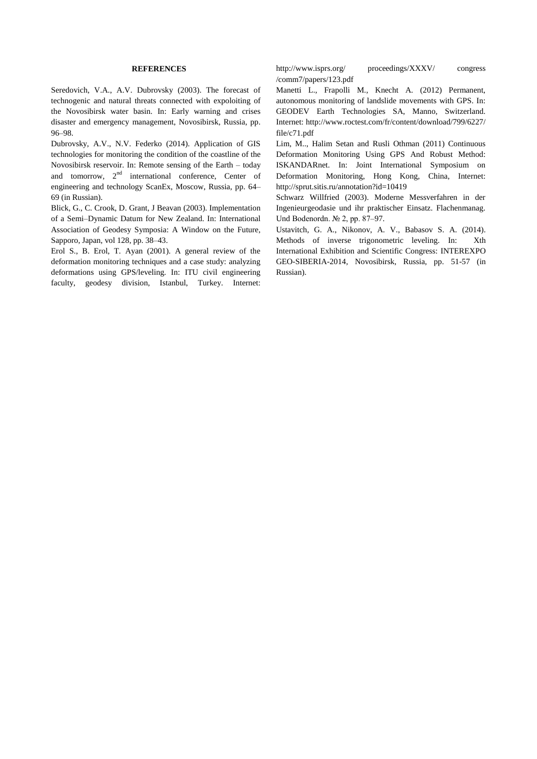## REFERENCES

Seredovich, V.A., A.V. Dubrovsky (2003). The forecast of technogenic and natural threats connected with expoloiting of the Novosibirsk water basin. In: Early warning and crises disaster and emergency management, Novosibirsk, Russia, pp. 96–98.

Dubrovsky, A.V., N.V. Federko (2014). Application of GIS technologies for monitoring the condition of the coastline of the Novosibirsk reservoir. In: Remote sensing of the Earth – today and tomorrow, 2nd international conference, Center of engineering and technology ScanEx, Moscow, Russia, pp. 64–69 (in Russian).

Blick, G., C. Crook, D. Grant, J Beavan (2003). Implementation of a Semi–Dynamic Datum for New Zealand. In: International Association of Geodesy Symposia: A Window on the Future, Sapporo, Japan, vol 128, pp. 38–43.

Erol S., B. Erol, T. Ayan (2001). A general review of the deformation monitoring techniques and a case study: analyzing deformations using GPS/leveling. In: ITU civil engineering faculty, geodesy division, Istanbul, Turkey. Internet: http://www.isprs.org/ proceedings/XXXV/ congress /comm7/papers/123.pdf

Manetti L., Frapolli M., Knecht A. (2012) Permanent, autonomous monitoring of landslide movements with GPS. In: GEODEV Earth Technologies SA, Manno, Switzerland. Internet: http://www.roctest.com/fr/content/download/799/6227/file/c71.pdf

Lim, M.., Halim Setan and Rusli Othman (2011) Continuous Deformation Monitoring Using GPS And Robust Method: ISKANDARnet. In: Joint International Symposium on Deformation Monitoring, Hong Kong, China, Internet: http://sprut.sitis.ru/annotation?id=10419

Schwarz Willfried (2003). Moderne Messverfahren in der Ingenieurgeodasie und ihr praktischer Einsatz. Flachenmanag. Und Bodenordn. № 2, pp. 87–97.

Ustavitch, G. A., Nikonov, A. V., Babasov S. A. (2014). Methods of inverse trigonometric leveling. In: Xth International Exhibition and Scientific Congress: INTEREXPO GEO-SIBERIA-2014, Novosibirsk, Russia, pp. 51-57 (in Russian).